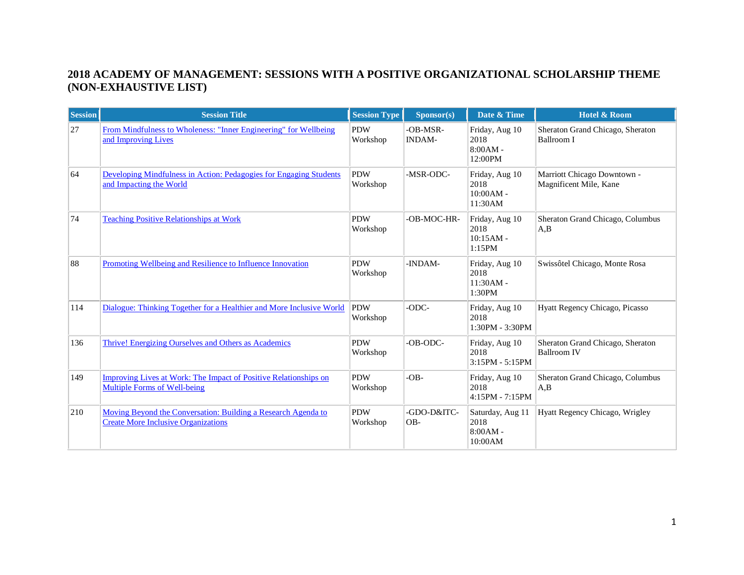# 2018 ACADEMY OF MANAGEMENT: SESSIONS WITH A POSITIVE ORGANIZATIONAL SCHOLARSHIP THEME (NON-EXHAUSTIVE LIST)

| Session | Session Title | Session Type | Sponsor(s) | Date & Time | Hotel & Room |
|---|---|---|---|---|---|
| 27 | From Mindfulness to Wholeness: "Inner Engineering" for Wellbeing and Improving Lives | PDW Workshop | -OB-MSR-INDAM- | Friday, Aug 10 2018 8:00AM - 12:00PM | Sheraton Grand Chicago, Sheraton Ballroom I |
| 64 | Developing Mindfulness in Action: Pedagogies for Engaging Students and Impacting the World | PDW Workshop | -MSR-ODC- | Friday, Aug 10 2018 10:00AM - 11:30AM | Marriott Chicago Downtown - Magnificent Mile, Kane |
| 74 | Teaching Positive Relationships at Work | PDW Workshop | -OB-MOC-HR- | Friday, Aug 10 2018 10:15AM - 1:15PM | Sheraton Grand Chicago, Columbus A,B |
| 88 | Promoting Wellbeing and Resilience to Influence Innovation | PDW Workshop | -INDAM- | Friday, Aug 10 2018 11:30AM - 1:30PM | Swissôtel Chicago, Monte Rosa |
| 114 | Dialogue: Thinking Together for a Healthier and More Inclusive World | PDW Workshop | -ODC- | Friday, Aug 10 2018 1:30PM - 3:30PM | Hyatt Regency Chicago, Picasso |
| 136 | Thrive! Energizing Ourselves and Others as Academics | PDW Workshop | -OB-ODC- | Friday, Aug 10 2018 3:15PM - 5:15PM | Sheraton Grand Chicago, Sheraton Ballroom IV |
| 149 | Improving Lives at Work: The Impact of Positive Relationships on Multiple Forms of Well-being | PDW Workshop | -OB- | Friday, Aug 10 2018 4:15PM - 7:15PM | Sheraton Grand Chicago, Columbus A,B |
| 210 | Moving Beyond the Conversation: Building a Research Agenda to Create More Inclusive Organizations | PDW Workshop | -GDO-D&ITC-OB- | Saturday, Aug 11 2018 8:00AM - 10:00AM | Hyatt Regency Chicago, Wrigley |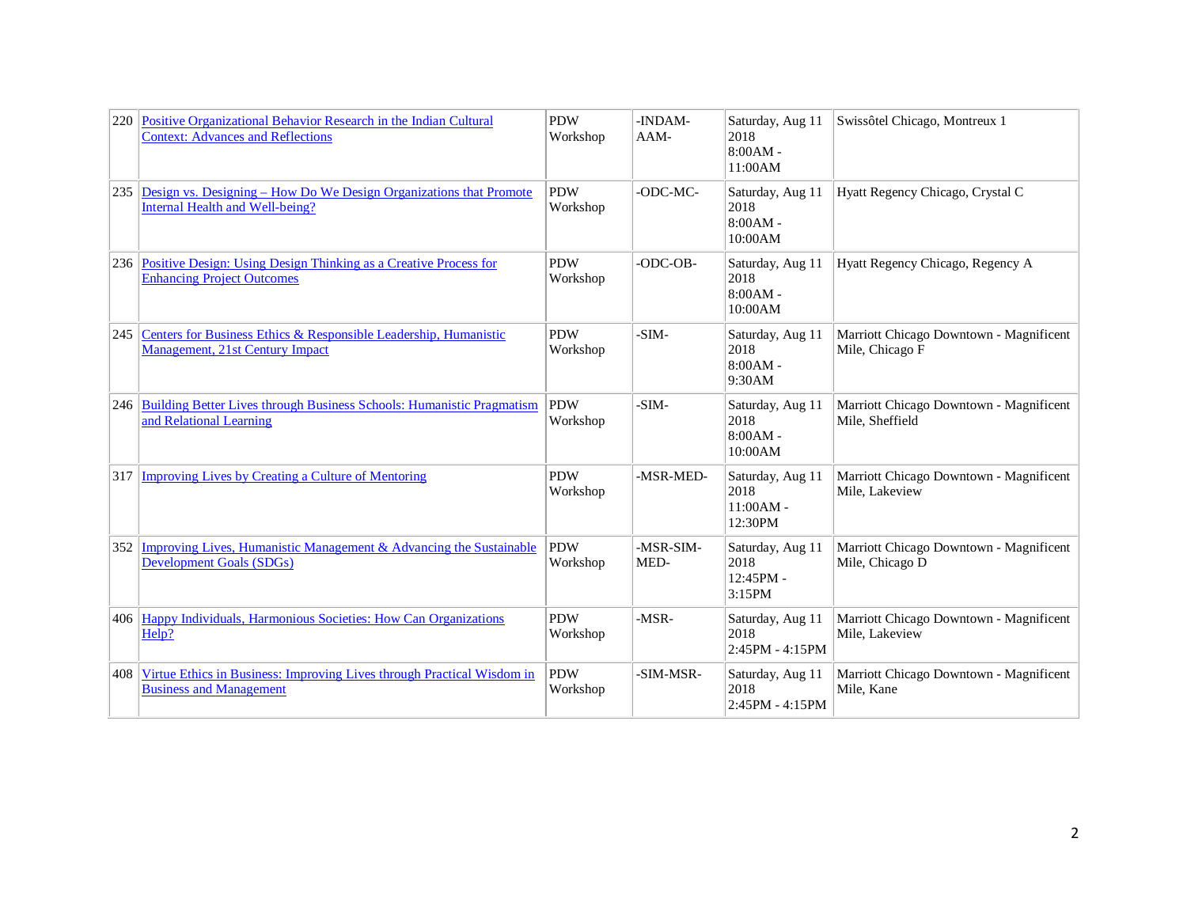| 220 | Positive Organizational Behavior Research in the Indian Cultural Context: Advances and Reflections | PDW Workshop | -INDAM-AAM- | Saturday, Aug 11 2018 8:00AM - 11:00AM | Swissôtel Chicago, Montreux 1 |
|---|---|---|---|---|---|
| 235 | Design vs. Designing – How Do We Design Organizations that Promote Internal Health and Well-being? | PDW Workshop | -ODC-MC- | Saturday, Aug 11 2018 8:00AM - 10:00AM | Hyatt Regency Chicago, Crystal C |
| 236 | Positive Design: Using Design Thinking as a Creative Process for Enhancing Project Outcomes | PDW Workshop | -ODC-OB- | Saturday, Aug 11 2018 8:00AM - 10:00AM | Hyatt Regency Chicago, Regency A |
| 245 | Centers for Business Ethics & Responsible Leadership, Humanistic Management, 21st Century Impact | PDW Workshop | -SIM- | Saturday, Aug 11 2018 8:00AM - 9:30AM | Marriott Chicago Downtown - Magnificent Mile, Chicago F |
| 246 | Building Better Lives through Business Schools: Humanistic Pragmatism and Relational Learning | PDW Workshop | -SIM- | Saturday, Aug 11 2018 8:00AM - 10:00AM | Marriott Chicago Downtown - Magnificent Mile, Sheffield |
| 317 | Improving Lives by Creating a Culture of Mentoring | PDW Workshop | -MSR-MED- | Saturday, Aug 11 2018 11:00AM - 12:30PM | Marriott Chicago Downtown - Magnificent Mile, Lakeview |
| 352 | Improving Lives, Humanistic Management & Advancing the Sustainable Development Goals (SDGs) | PDW Workshop | -MSR-SIM-MED- | Saturday, Aug 11 2018 12:45PM - 3:15PM | Marriott Chicago Downtown - Magnificent Mile, Chicago D |
| 406 | Happy Individuals, Harmonious Societies: How Can Organizations Help? | PDW Workshop | -MSR- | Saturday, Aug 11 2018 2:45PM - 4:15PM | Marriott Chicago Downtown - Magnificent Mile, Lakeview |
| 408 | Virtue Ethics in Business: Improving Lives through Practical Wisdom in Business and Management | PDW Workshop | -SIM-MSR- | Saturday, Aug 11 2018 2:45PM - 4:15PM | Marriott Chicago Downtown - Magnificent Mile, Kane |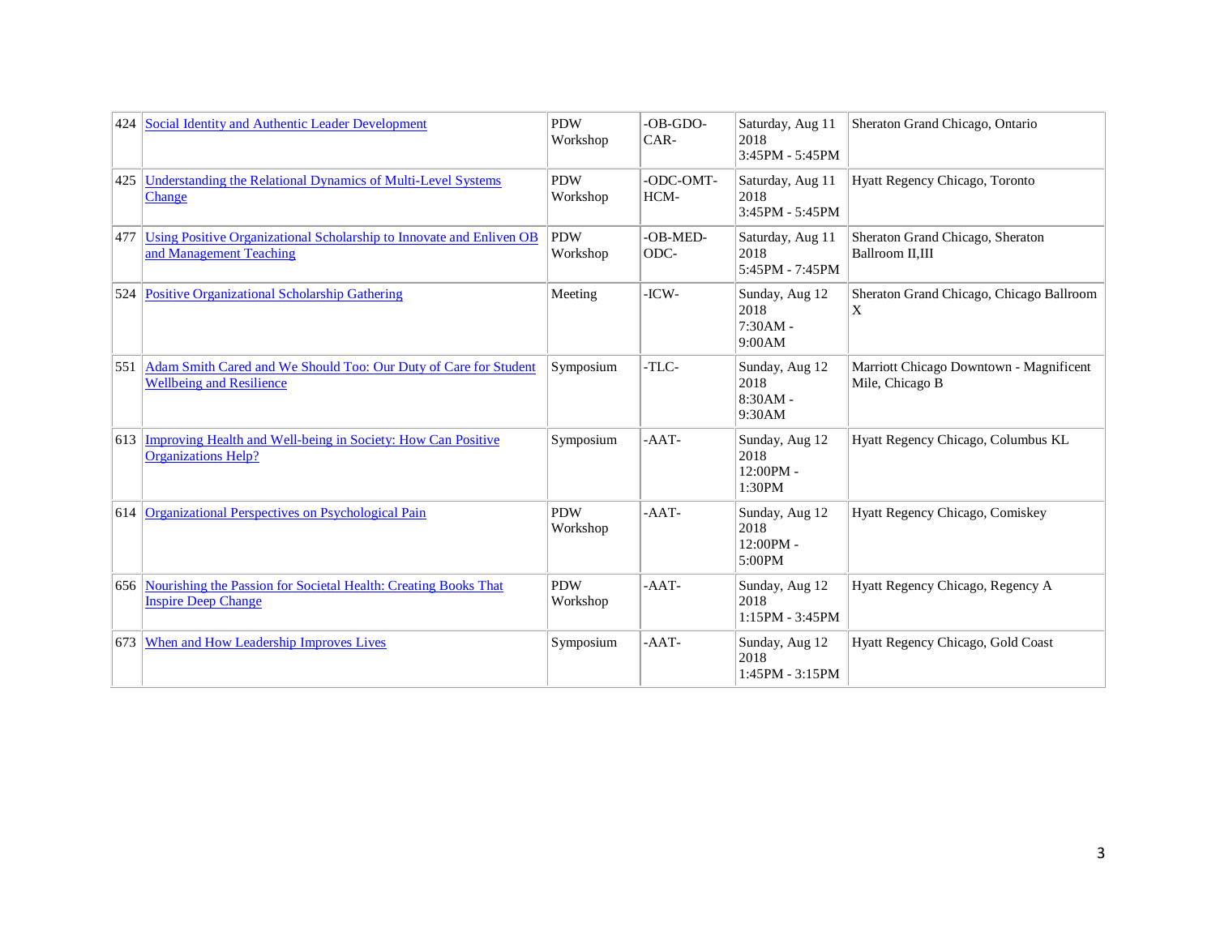| 424 | Social Identity and Authentic Leader Development | PDW Workshop | -OB-GDO-CAR- | Saturday, Aug 11 2018 3:45PM - 5:45PM | Sheraton Grand Chicago, Ontario |
|---|---|---|---|---|---|
| 425 | Understanding the Relational Dynamics of Multi-Level Systems Change | PDW Workshop | -ODC-OMT-HCM- | Saturday, Aug 11 2018 3:45PM - 5:45PM | Hyatt Regency Chicago, Toronto |
| 477 | Using Positive Organizational Scholarship to Innovate and Enliven OB and Management Teaching | PDW Workshop | -OB-MED-ODC- | Saturday, Aug 11 2018 5:45PM - 7:45PM | Sheraton Grand Chicago, Sheraton Ballroom II,III |
| 524 | Positive Organizational Scholarship Gathering | Meeting | -ICW- | Sunday, Aug 12 2018 7:30AM - 9:00AM | Sheraton Grand Chicago, Chicago Ballroom X |
| 551 | Adam Smith Cared and We Should Too: Our Duty of Care for Student Wellbeing and Resilience | Symposium | -TLC- | Sunday, Aug 12 2018 8:30AM - 9:30AM | Marriott Chicago Downtown - Magnificent Mile, Chicago B |
| 613 | Improving Health and Well-being in Society: How Can Positive Organizations Help? | Symposium | -AAT- | Sunday, Aug 12 2018 12:00PM - 1:30PM | Hyatt Regency Chicago, Columbus KL |
| 614 | Organizational Perspectives on Psychological Pain | PDW Workshop | -AAT- | Sunday, Aug 12 2018 12:00PM - 5:00PM | Hyatt Regency Chicago, Comiskey |
| 656 | Nourishing the Passion for Societal Health: Creating Books That Inspire Deep Change | PDW Workshop | -AAT- | Sunday, Aug 12 2018 1:15PM - 3:45PM | Hyatt Regency Chicago, Regency A |
| 673 | When and How Leadership Improves Lives | Symposium | -AAT- | Sunday, Aug 12 2018 1:45PM - 3:15PM | Hyatt Regency Chicago, Gold Coast |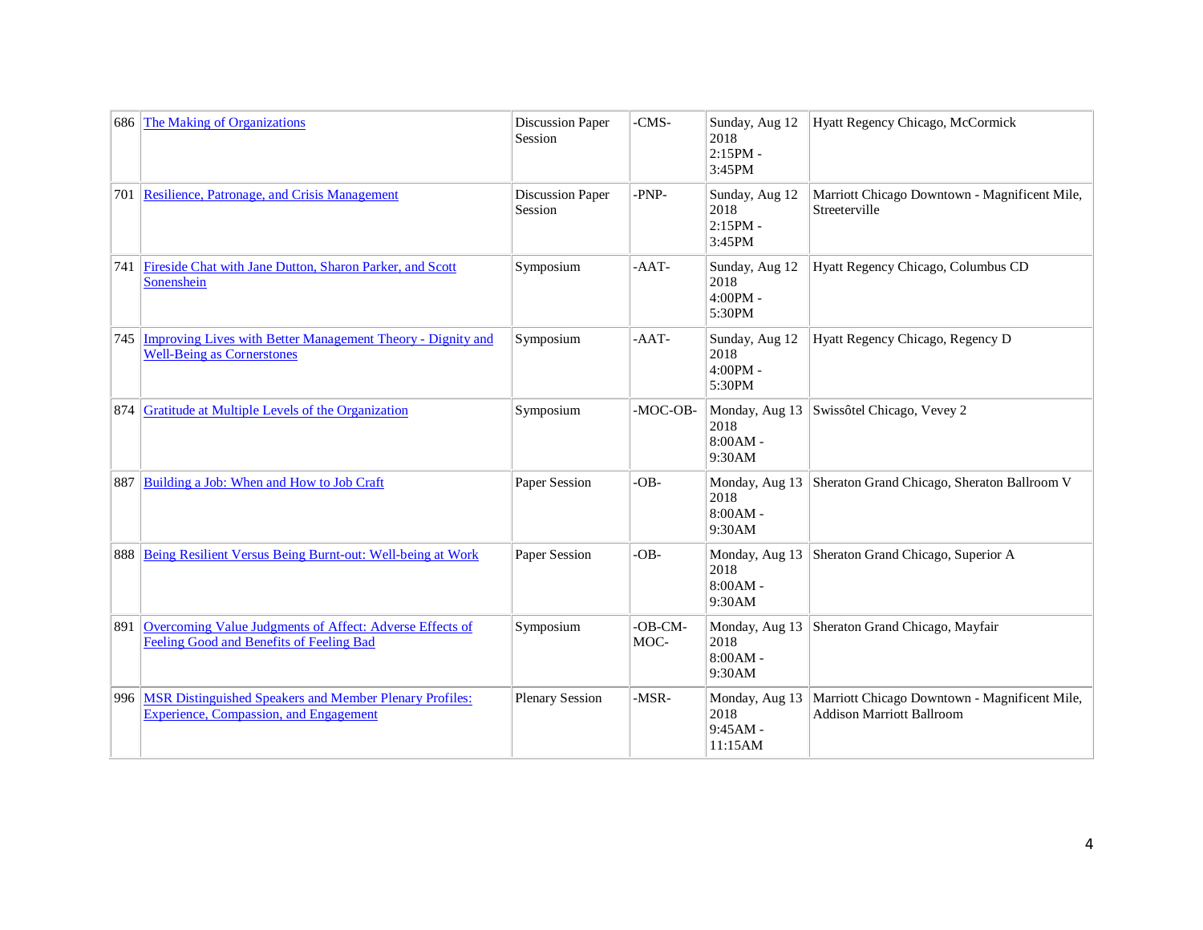| 686 | The Making of Organizations | Discussion Paper Session | -CMS- | Sunday, Aug 12 2018 2:15PM - 3:45PM | Hyatt Regency Chicago, McCormick |
|---|---|---|---|---|---|
| 701 | Resilience, Patronage, and Crisis Management | Discussion Paper Session | -PNP- | Sunday, Aug 12 2018 2:15PM - 3:45PM | Marriott Chicago Downtown - Magnificent Mile, Streeterville |
| 741 | Fireside Chat with Jane Dutton, Sharon Parker, and Scott Sonenshein | Symposium | -AAT- | Sunday, Aug 12 2018 4:00PM - 5:30PM | Hyatt Regency Chicago, Columbus CD |
| 745 | Improving Lives with Better Management Theory - Dignity and Well-Being as Cornerstones | Symposium | -AAT- | Sunday, Aug 12 2018 4:00PM - 5:30PM | Hyatt Regency Chicago, Regency D |
| 874 | Gratitude at Multiple Levels of the Organization | Symposium | -MOC-OB- | Monday, Aug 13 2018 8:00AM - 9:30AM | Swissôtel Chicago, Vevey 2 |
| 887 | Building a Job: When and How to Job Craft | Paper Session | -OB- | Monday, Aug 13 2018 8:00AM - 9:30AM | Sheraton Grand Chicago, Sheraton Ballroom V |
| 888 | Being Resilient Versus Being Burnt-out: Well-being at Work | Paper Session | -OB- | Monday, Aug 13 2018 8:00AM - 9:30AM | Sheraton Grand Chicago, Superior A |
| 891 | Overcoming Value Judgments of Affect: Adverse Effects of Feeling Good and Benefits of Feeling Bad | Symposium | -OB-CM-MOC- | Monday, Aug 13 2018 8:00AM - 9:30AM | Sheraton Grand Chicago, Mayfair |
| 996 | MSR Distinguished Speakers and Member Plenary Profiles: Experience, Compassion, and Engagement | Plenary Session | -MSR- | Monday, Aug 13 2018 9:45AM - 11:15AM | Marriott Chicago Downtown - Magnificent Mile, Addison Marriott Ballroom |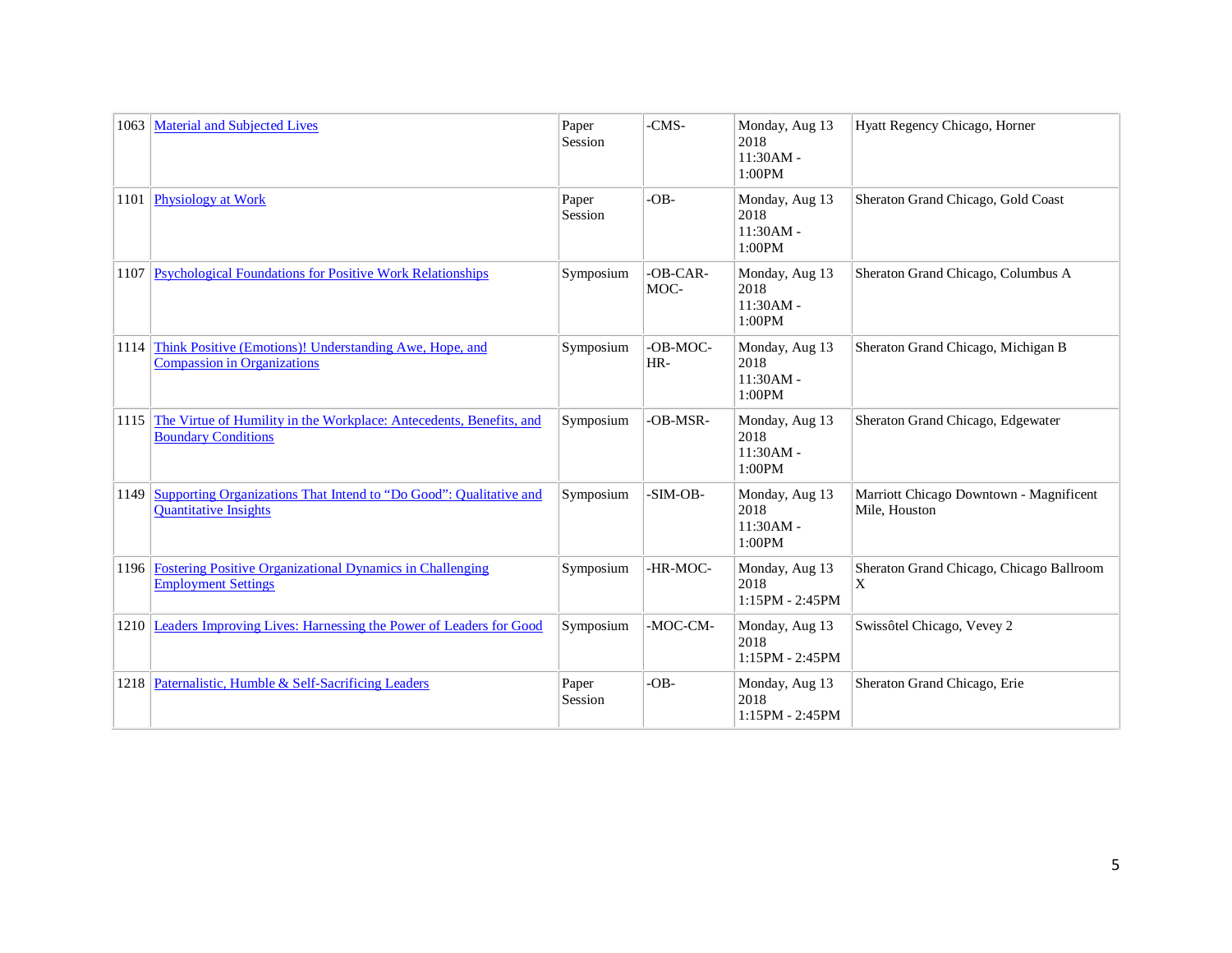| | | | | | |
|---|---|---|---|---|---|
| 1063 | Material and Subjected Lives | Paper Session | -CMS- | Monday, Aug 13 2018 11:30AM - 1:00PM | Hyatt Regency Chicago, Horner |
| 1101 | Physiology at Work | Paper Session | -OB- | Monday, Aug 13 2018 11:30AM - 1:00PM | Sheraton Grand Chicago, Gold Coast |
| 1107 | Psychological Foundations for Positive Work Relationships | Symposium | -OB-CAR-MOC- | Monday, Aug 13 2018 11:30AM - 1:00PM | Sheraton Grand Chicago, Columbus A |
| 1114 | Think Positive (Emotions)! Understanding Awe, Hope, and Compassion in Organizations | Symposium | -OB-MOC-HR- | Monday, Aug 13 2018 11:30AM - 1:00PM | Sheraton Grand Chicago, Michigan B |
| 1115 | The Virtue of Humility in the Workplace: Antecedents, Benefits, and Boundary Conditions | Symposium | -OB-MSR- | Monday, Aug 13 2018 11:30AM - 1:00PM | Sheraton Grand Chicago, Edgewater |
| 1149 | Supporting Organizations That Intend to "Do Good": Qualitative and Quantitative Insights | Symposium | -SIM-OB- | Monday, Aug 13 2018 11:30AM - 1:00PM | Marriott Chicago Downtown - Magnificent Mile, Houston |
| 1196 | Fostering Positive Organizational Dynamics in Challenging Employment Settings | Symposium | -HR-MOC- | Monday, Aug 13 2018 1:15PM - 2:45PM | Sheraton Grand Chicago, Chicago Ballroom X |
| 1210 | Leaders Improving Lives: Harnessing the Power of Leaders for Good | Symposium | -MOC-CM- | Monday, Aug 13 2018 1:15PM - 2:45PM | Swissôtel Chicago, Vevey 2 |
| 1218 | Paternalistic, Humble & Self-Sacrificing Leaders | Paper Session | -OB- | Monday, Aug 13 2018 1:15PM - 2:45PM | Sheraton Grand Chicago, Erie |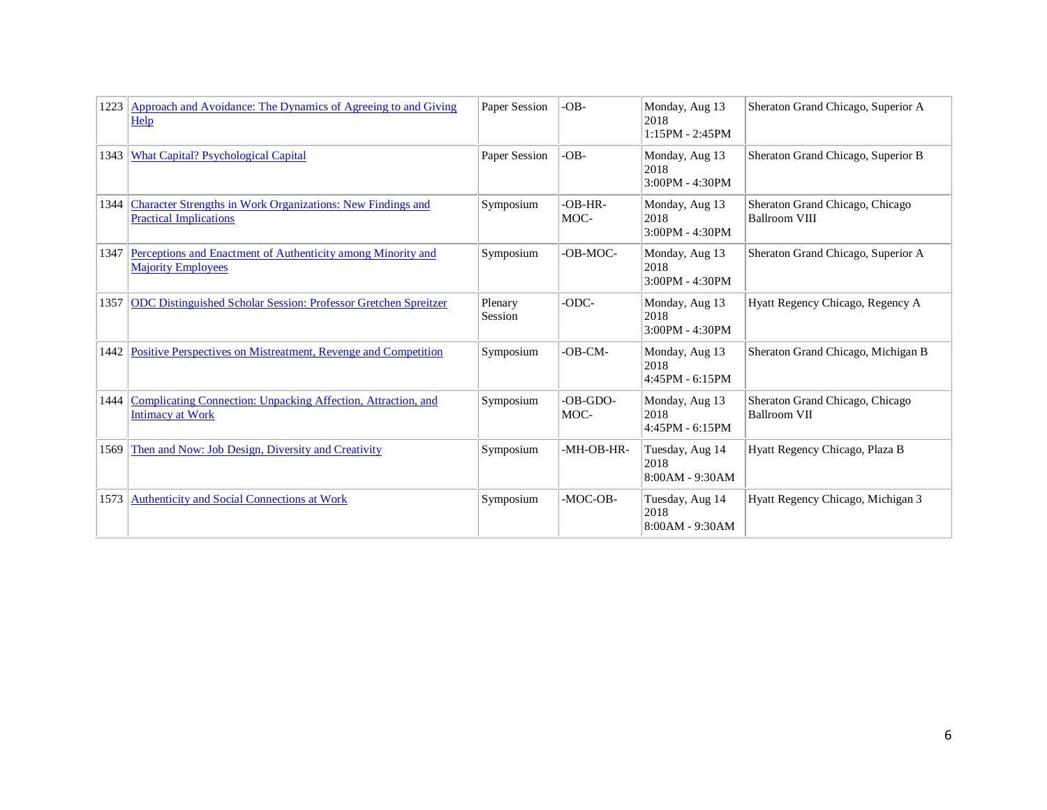| 1223 | Approach and Avoidance: The Dynamics of Agreeing to and Giving Help | Paper Session | -OB- | Monday, Aug 13 2018 1:15PM - 2:45PM | Sheraton Grand Chicago, Superior A |
|---|---|---|---|---|---|
| 1343 | What Capital? Psychological Capital | Paper Session | -OB- | Monday, Aug 13 2018 3:00PM - 4:30PM | Sheraton Grand Chicago, Superior B |
| 1344 | Character Strengths in Work Organizations: New Findings and Practical Implications | Symposium | -OB-HR-MOC- | Monday, Aug 13 2018 3:00PM - 4:30PM | Sheraton Grand Chicago, Chicago Ballroom VIII |
| 1347 | Perceptions and Enactment of Authenticity among Minority and Majority Employees | Symposium | -OB-MOC- | Monday, Aug 13 2018 3:00PM - 4:30PM | Sheraton Grand Chicago, Superior A |
| 1357 | ODC Distinguished Scholar Session: Professor Gretchen Spreitzer | Plenary Session | -ODC- | Monday, Aug 13 2018 3:00PM - 4:30PM | Hyatt Regency Chicago, Regency A |
| 1442 | Positive Perspectives on Mistreatment, Revenge and Competition | Symposium | -OB-CM- | Monday, Aug 13 2018 4:45PM - 6:15PM | Sheraton Grand Chicago, Michigan B |
| 1444 | Complicating Connection: Unpacking Affection, Attraction, and Intimacy at Work | Symposium | -OB-GDO-MOC- | Monday, Aug 13 2018 4:45PM - 6:15PM | Sheraton Grand Chicago, Chicago Ballroom VII |
| 1569 | Then and Now: Job Design, Diversity and Creativity | Symposium | -MH-OB-HR- | Tuesday, Aug 14 2018 8:00AM - 9:30AM | Hyatt Regency Chicago, Plaza B |
| 1573 | Authenticity and Social Connections at Work | Symposium | -MOC-OB- | Tuesday, Aug 14 2018 8:00AM - 9:30AM | Hyatt Regency Chicago, Michigan 3 |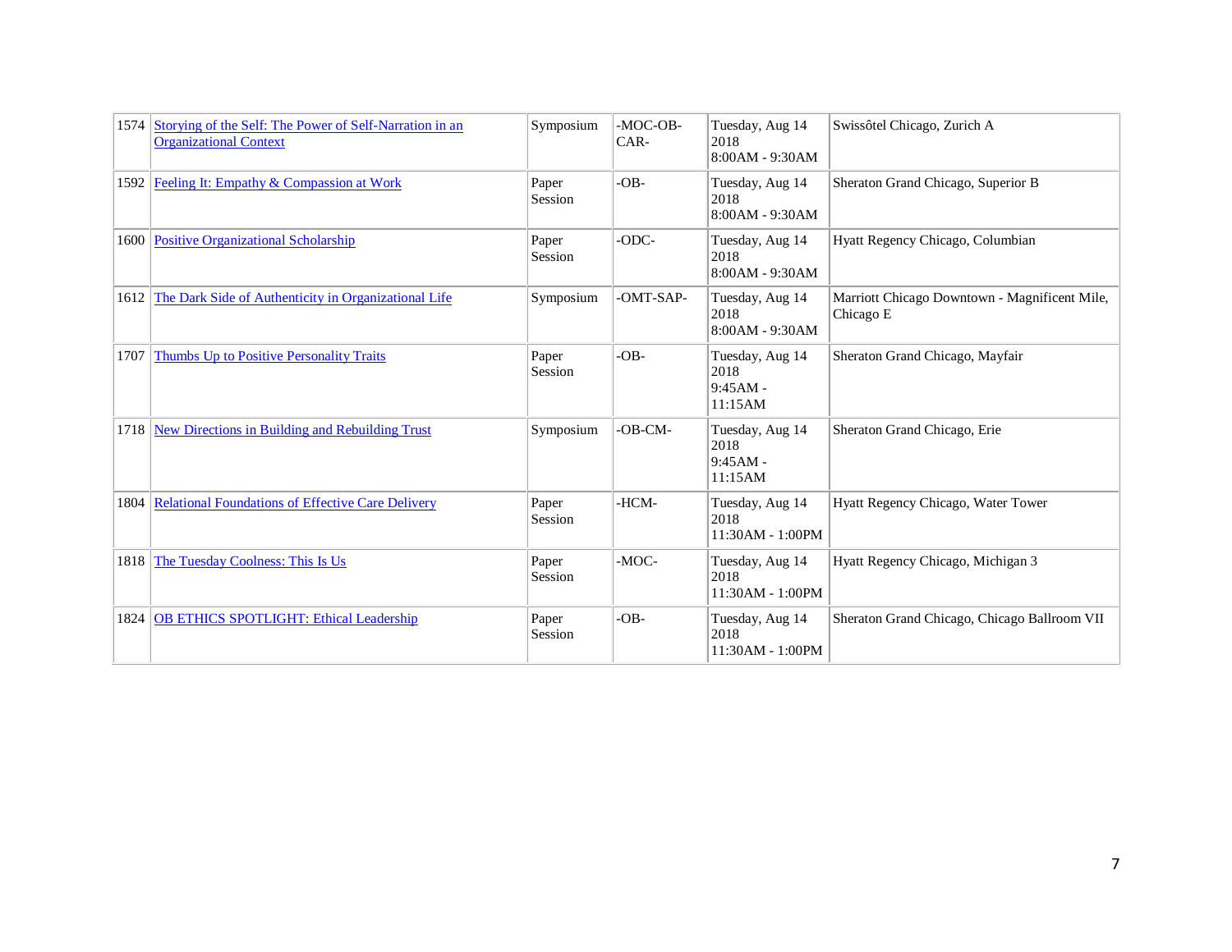| 1574 | Storying of the Self: The Power of Self-Narration in an Organizational Context | Symposium | -MOC-OB-CAR- | Tuesday, Aug 14 2018 8:00AM - 9:30AM | Swissôtel Chicago, Zurich A |
|---|---|---|---|---|---|
| 1592 | Feeling It: Empathy & Compassion at Work | Paper Session | -OB- | Tuesday, Aug 14 2018 8:00AM - 9:30AM | Sheraton Grand Chicago, Superior B |
| 1600 | Positive Organizational Scholarship | Paper Session | -ODC- | Tuesday, Aug 14 2018 8:00AM - 9:30AM | Hyatt Regency Chicago, Columbian |
| 1612 | The Dark Side of Authenticity in Organizational Life | Symposium | -OMT-SAP- | Tuesday, Aug 14 2018 8:00AM - 9:30AM | Marriott Chicago Downtown - Magnificent Mile, Chicago E |
| 1707 | Thumbs Up to Positive Personality Traits | Paper Session | -OB- | Tuesday, Aug 14 2018 9:45AM - 11:15AM | Sheraton Grand Chicago, Mayfair |
| 1718 | New Directions in Building and Rebuilding Trust | Symposium | -OB-CM- | Tuesday, Aug 14 2018 9:45AM - 11:15AM | Sheraton Grand Chicago, Erie |
| 1804 | Relational Foundations of Effective Care Delivery | Paper Session | -HCM- | Tuesday, Aug 14 2018 11:30AM - 1:00PM | Hyatt Regency Chicago, Water Tower |
| 1818 | The Tuesday Coolness: This Is Us | Paper Session | -MOC- | Tuesday, Aug 14 2018 11:30AM - 1:00PM | Hyatt Regency Chicago, Michigan 3 |
| 1824 | OB ETHICS SPOTLIGHT: Ethical Leadership | Paper Session | -OB- | Tuesday, Aug 14 2018 11:30AM - 1:00PM | Sheraton Grand Chicago, Chicago Ballroom VII |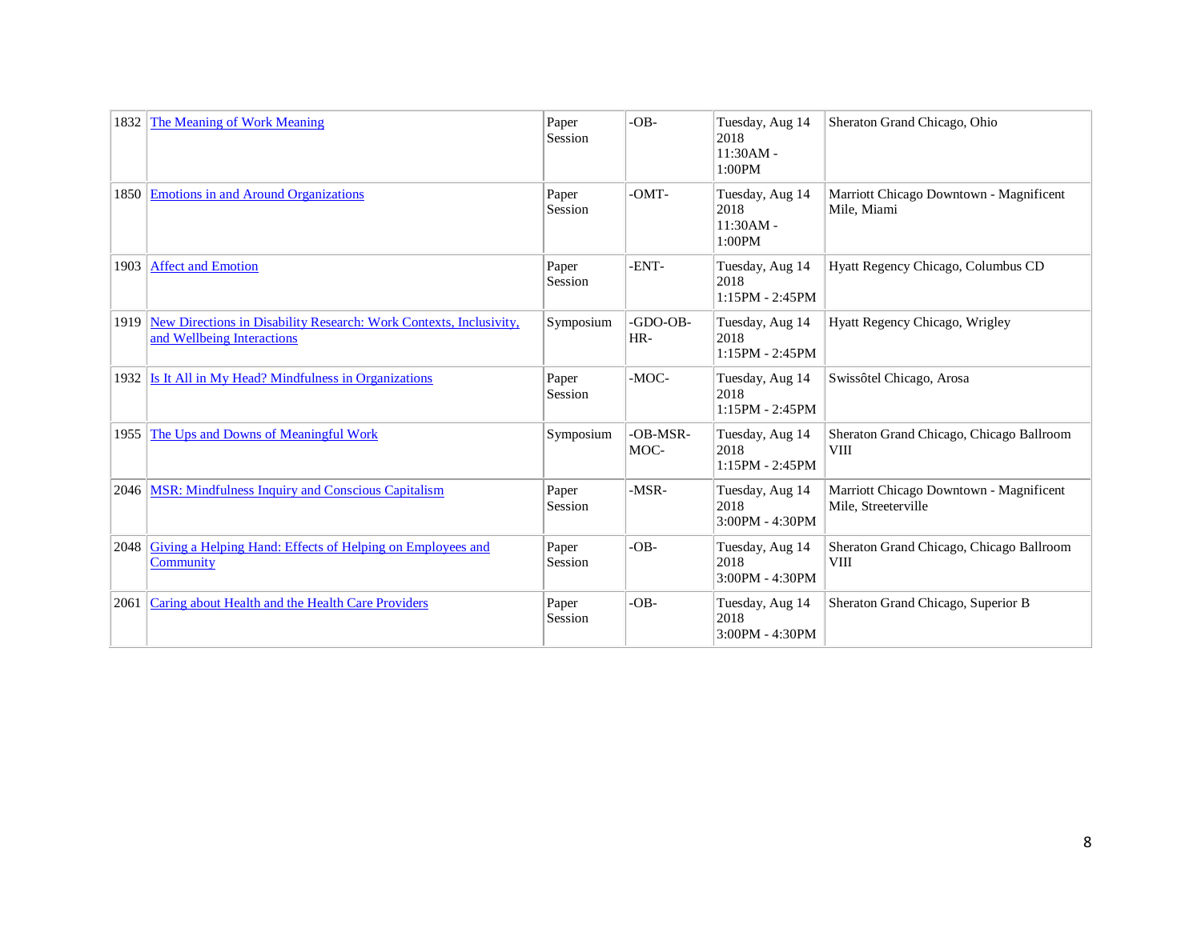| | | | | | |
|---|---|---|---|---|---|
| 1832 | The Meaning of Work Meaning | Paper Session | -OB- | Tuesday, Aug 14 2018 11:30AM - 1:00PM | Sheraton Grand Chicago, Ohio |
| 1850 | Emotions in and Around Organizations | Paper Session | -OMT- | Tuesday, Aug 14 2018 11:30AM - 1:00PM | Marriott Chicago Downtown - Magnificent Mile, Miami |
| 1903 | Affect and Emotion | Paper Session | -ENT- | Tuesday, Aug 14 2018 1:15PM - 2:45PM | Hyatt Regency Chicago, Columbus CD |
| 1919 | New Directions in Disability Research: Work Contexts, Inclusivity, and Wellbeing Interactions | Symposium | -GDO-OB-HR- | Tuesday, Aug 14 2018 1:15PM - 2:45PM | Hyatt Regency Chicago, Wrigley |
| 1932 | Is It All in My Head? Mindfulness in Organizations | Paper Session | -MOC- | Tuesday, Aug 14 2018 1:15PM - 2:45PM | Swissôtel Chicago, Arosa |
| 1955 | The Ups and Downs of Meaningful Work | Symposium | -OB-MSR-MOC- | Tuesday, Aug 14 2018 1:15PM - 2:45PM | Sheraton Grand Chicago, Chicago Ballroom VIII |
| 2046 | MSR: Mindfulness Inquiry and Conscious Capitalism | Paper Session | -MSR- | Tuesday, Aug 14 2018 3:00PM - 4:30PM | Marriott Chicago Downtown - Magnificent Mile, Streeterville |
| 2048 | Giving a Helping Hand: Effects of Helping on Employees and Community | Paper Session | -OB- | Tuesday, Aug 14 2018 3:00PM - 4:30PM | Sheraton Grand Chicago, Chicago Ballroom VIII |
| 2061 | Caring about Health and the Health Care Providers | Paper Session | -OB- | Tuesday, Aug 14 2018 3:00PM - 4:30PM | Sheraton Grand Chicago, Superior B |